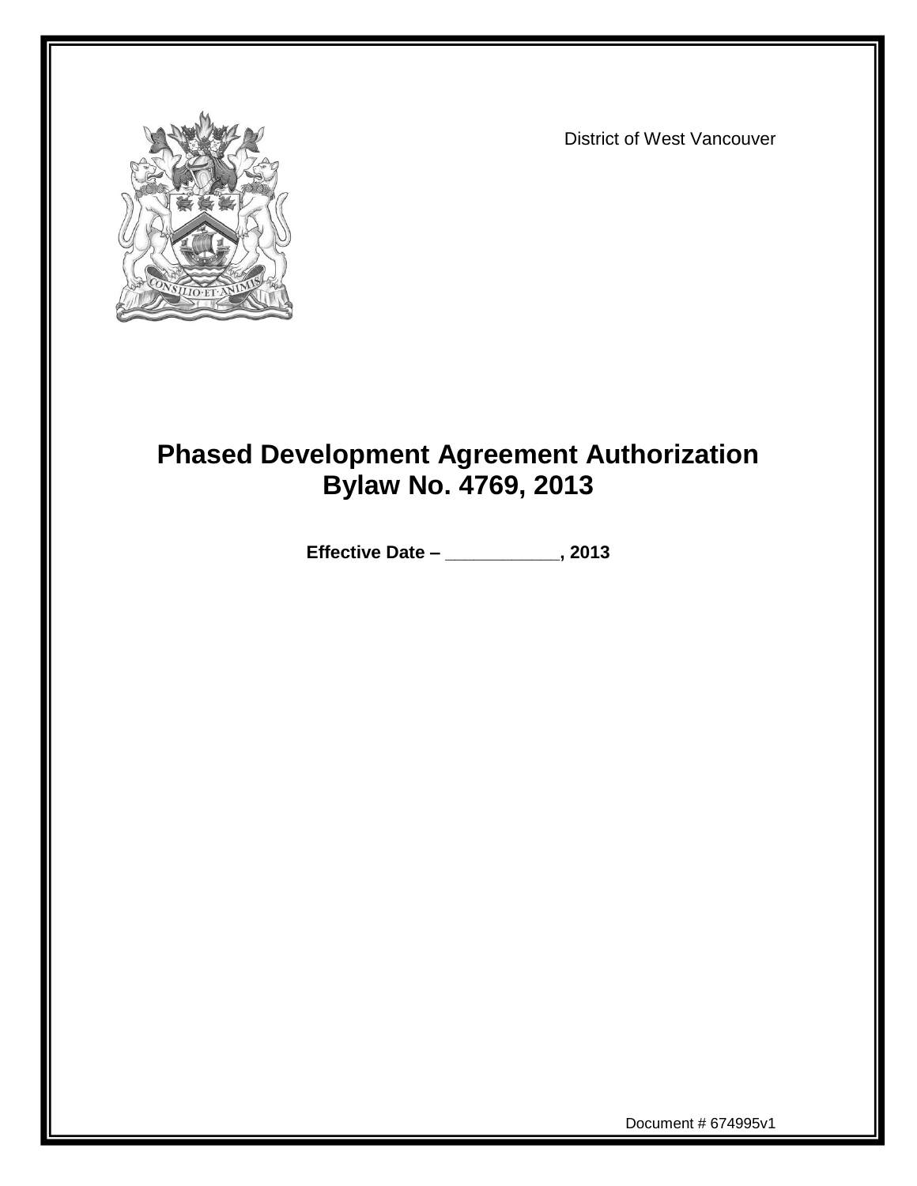District of West Vancouver

# Phased Development Agreement Authorization Bylaw No. 4769, 2013

**Effective Date – ___________, 2013**

Document # 674995v1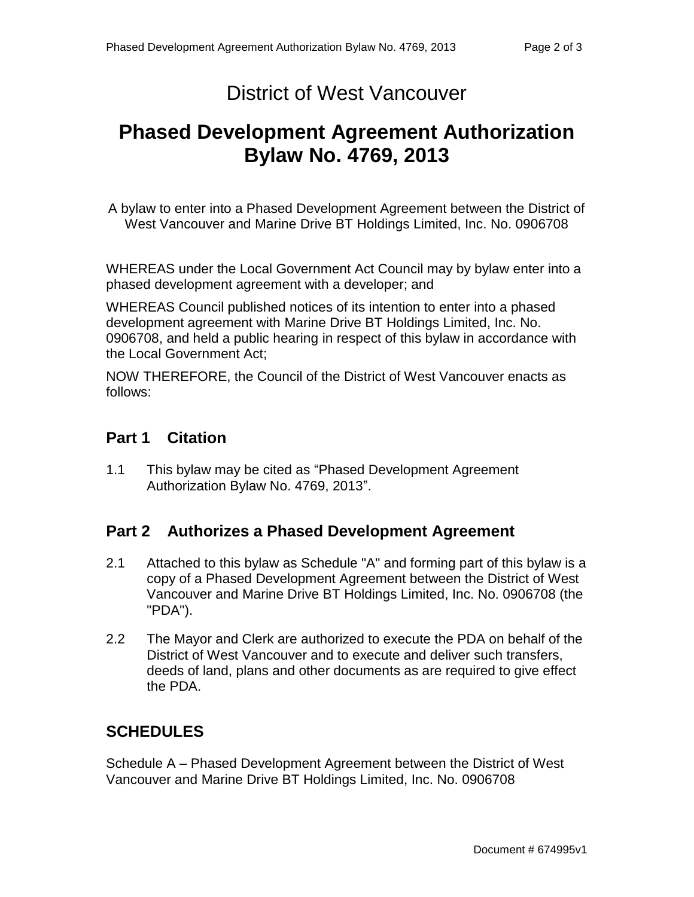# District of West Vancouver

# Phased Development Agreement Authorization Bylaw No. 4769, 2013

A bylaw to enter into a Phased Development Agreement between the District of West Vancouver and Marine Drive BT Holdings Limited, Inc. No. 0906708

WHEREAS under the Local Government Act Council may by bylaw enter into a phased development agreement with a developer; and

WHEREAS Council published notices of its intention to enter into a phased development agreement with Marine Drive BT Holdings Limited, Inc. No. 0906708, and held a public hearing in respect of this bylaw in accordance with the Local Government Act;

NOW THEREFORE, the Council of the District of West Vancouver enacts as follows:

## Part 1 Citation

1.1 This bylaw may be cited as “Phased Development Agreement Authorization Bylaw No. 4769, 2013”.

## Part 2 Authorizes a Phased Development Agreement

2.1 Attached to this bylaw as Schedule "A" and forming part of this bylaw is a copy of a Phased Development Agreement between the District of West Vancouver and Marine Drive BT Holdings Limited, Inc. No. 0906708 (the "PDA").

2.2 The Mayor and Clerk are authorized to execute the PDA on behalf of the District of West Vancouver and to execute and deliver such transfers, deeds of land, plans and other documents as are required to give effect the PDA.

## SCHEDULES

Schedule A – Phased Development Agreement between the District of West Vancouver and Marine Drive BT Holdings Limited, Inc. No. 0906708

Document # 674995v1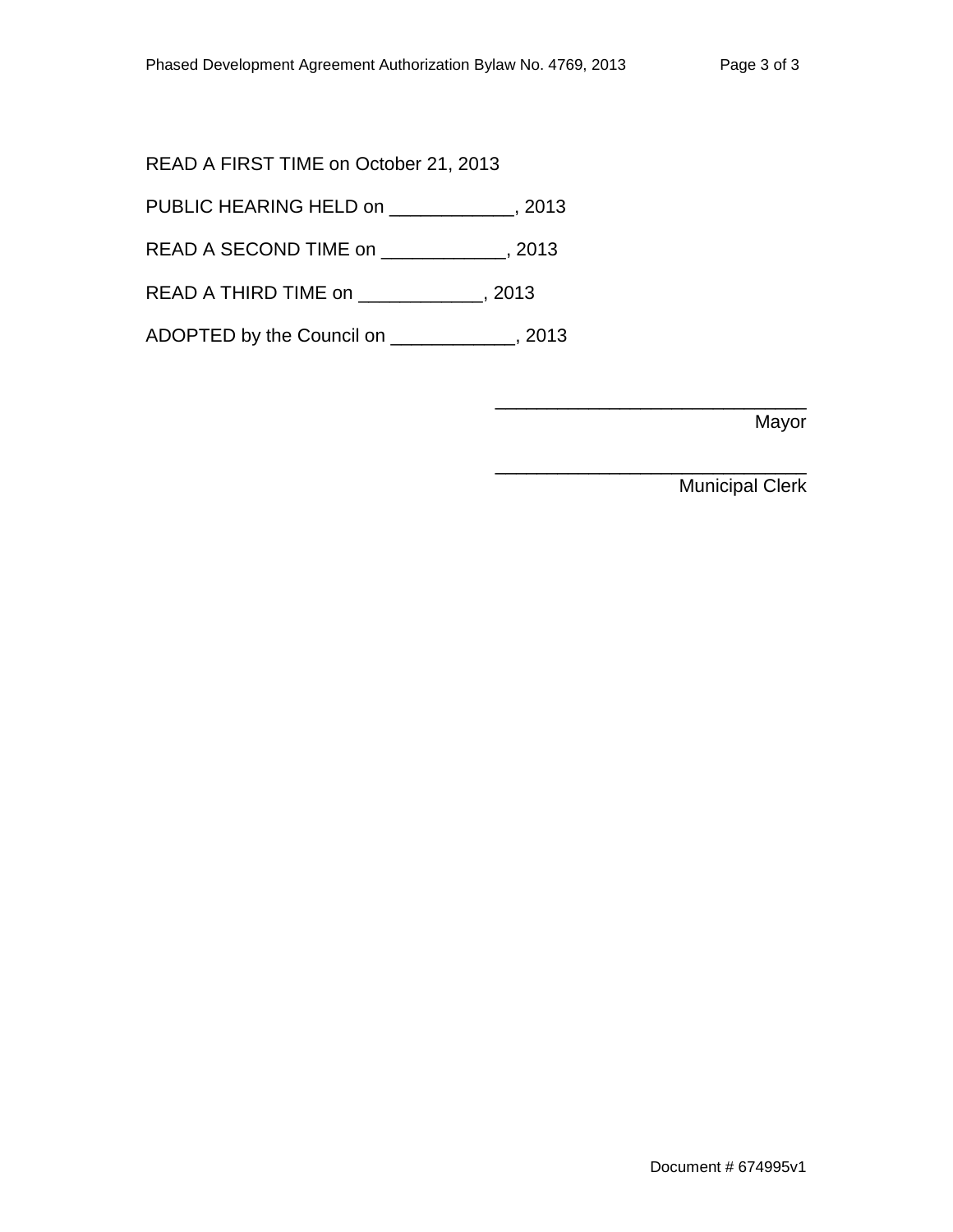READ A FIRST TIME on October 21, 2013

PUBLIC HEARING HELD on ____________, 2013

READ A SECOND TIME on ____________, 2013

READ A THIRD TIME on ____________, 2013

ADOPTED by the Council on ____________, 2013

______________________________
Mayor

______________________________
Municipal Clerk

Document # 674995v1